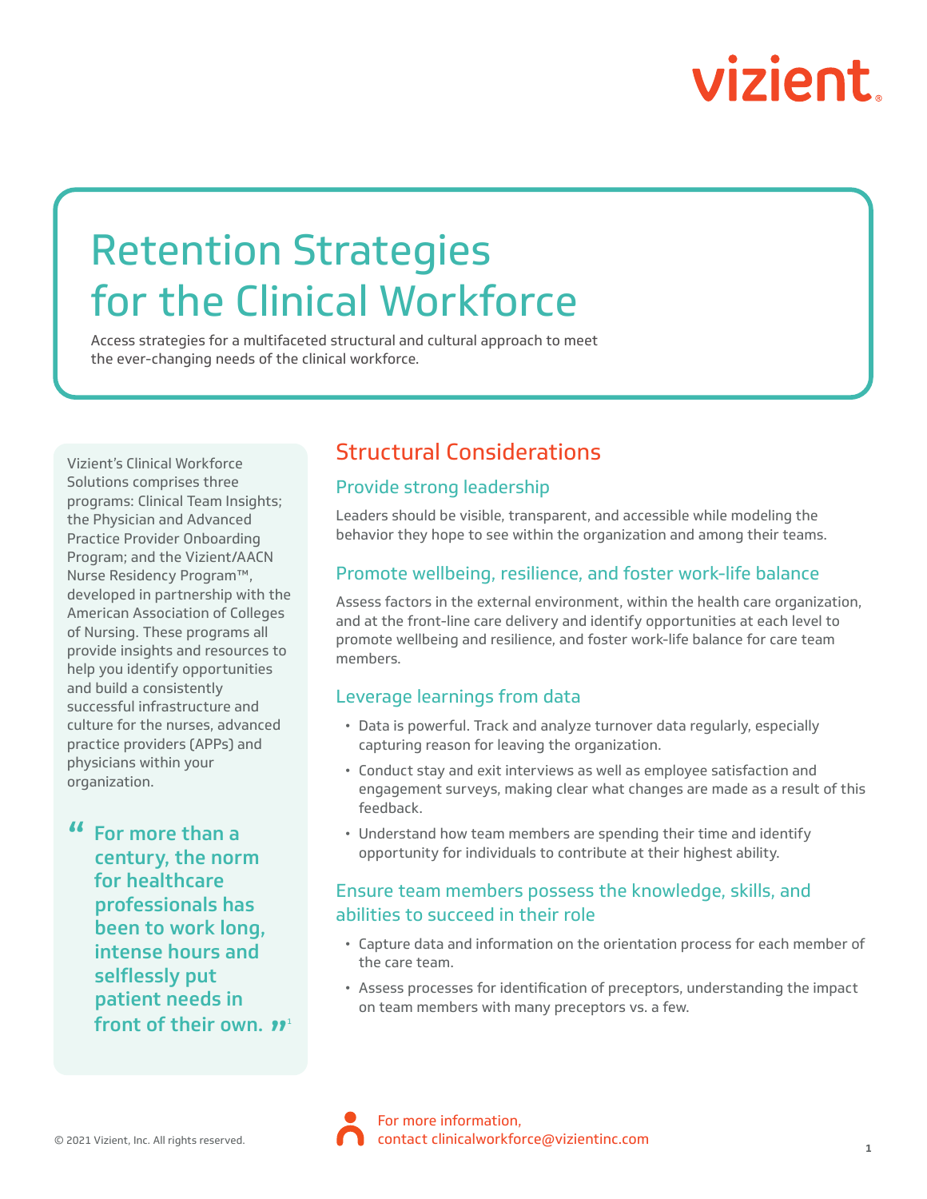# Retention Strategies for the Clinical Workforce

Access strategies for a multifaceted structural and cultural approach to meet the ever-changing needs of the clinical workforce.

Vizient's Clinical Workforce Solutions comprises three programs: Clinical Team Insights; the Physician and Advanced Practice Provider Onboarding Program; and the Vizient/AACN Nurse Residency Program™, developed in partnership with the American Association of Colleges of Nursing. These programs all provide insights and resources to help you identify opportunities and build a consistently successful infrastructure and culture for the nurses, advanced practice providers (APPs) and physicians within your organization.

> **"For more than a century, the norm for healthcare professionals has been to work long, intense hours and selflessly put patient needs in front of their own."**[1]

## Structural Considerations

### Provide strong leadership

Leaders should be visible, transparent, and accessible while modeling the behavior they hope to see within the organization and among their teams.

### Promote wellbeing, resilience, and foster work-life balance

Assess factors in the external environment, within the health care organization, and at the front-line care delivery and identify opportunities at each level to promote wellbeing and resilience, and foster work-life balance for care team members.

### Leverage learnings from data

- Data is powerful. Track and analyze turnover data regularly, especially capturing reason for leaving the organization.
- Conduct stay and exit interviews as well as employee satisfaction and engagement surveys, making clear what changes are made as a result of this feedback.
- Understand how team members are spending their time and identify opportunity for individuals to contribute at their highest ability.

### Ensure team members possess the knowledge, skills, and abilities to succeed in their role

- Capture data and information on the orientation process for each member of the care team.
- Assess processes for identification of preceptors, understanding the impact on team members with many preceptors vs. a few.

© 2021 Vizient, Inc. All rights reserved.

For more information, contact clinicalworkforce@vizientinc.com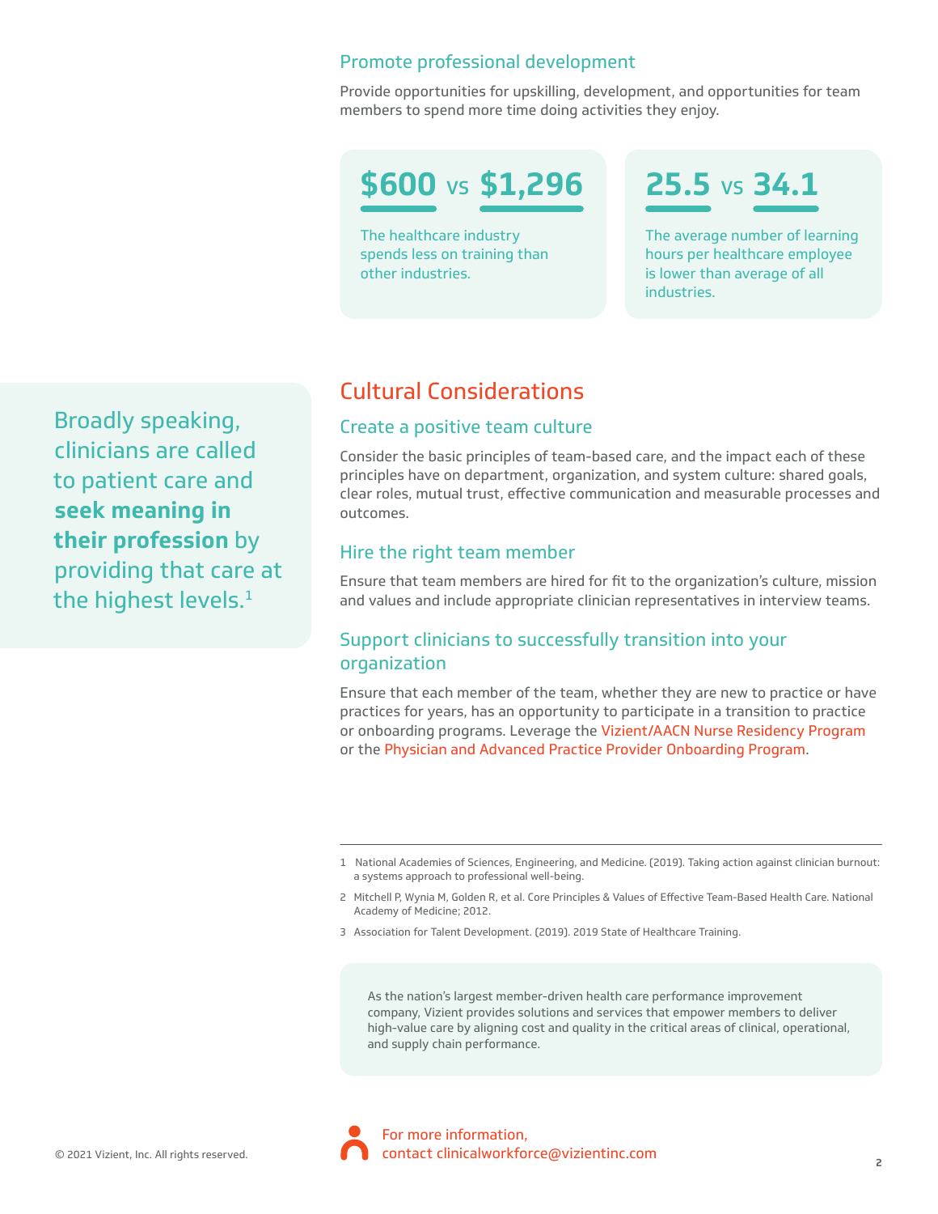### Promote professional development

Provide opportunities for upskilling, development, and opportunities for team members to spend more time doing activities they enjoy.

**$600** vs **$1,296**

The healthcare industry spends less on training than other industries.

**25.5** vs **34.1**

The average number of learning hours per healthcare employee is lower than average of all industries.

Broadly speaking, clinicians are called to patient care and **seek meaning in their profession** by providing that care at the highest levels.[1]

## Cultural Considerations

### Create a positive team culture

Consider the basic principles of team-based care, and the impact each of these principles have on department, organization, and system culture: shared goals, clear roles, mutual trust, effective communication and measurable processes and outcomes.

### Hire the right team member

Ensure that team members are hired for fit to the organization's culture, mission and values and include appropriate clinician representatives in interview teams.

### Support clinicians to successfully transition into your organization

Ensure that each member of the team, whether they are new to practice or have practices for years, has an opportunity to participate in a transition to practice or onboarding programs. Leverage the Vizient/AACN Nurse Residency Program or the Physician and Advanced Practice Provider Onboarding Program.

---

1 National Academies of Sciences, Engineering, and Medicine. (2019). Taking action against clinician burnout: a systems approach to professional well-being.

2 Mitchell P, Wynia M, Golden R, et al. Core Principles & Values of Effective Team-Based Health Care. National Academy of Medicine; 2012.

3 Association for Talent Development. (2019). 2019 State of Healthcare Training.

As the nation's largest member-driven health care performance improvement company, Vizient provides solutions and services that empower members to deliver high-value care by aligning cost and quality in the critical areas of clinical, operational, and supply chain performance.

For more information, contact clinicalworkforce@vizientinc.com

© 2021 Vizient, Inc. All rights reserved.